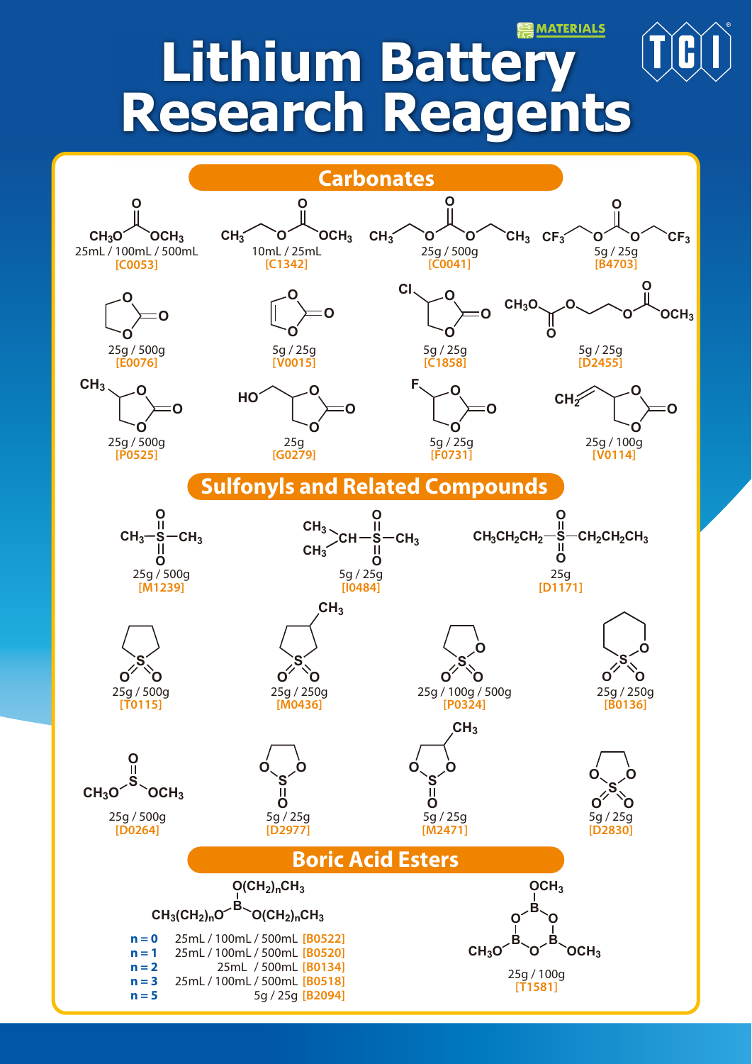MATERIALS

TCI

# Lithium Battery Research Reagents

## Carbonates

| Structure | Sizes | Product No. |
|---|---|---|
| $CH_3O-C(=O)-OCH_3$ | 25mL / 100mL / 500mL | [C0053] |
| $CH_3CH_2O-C(=O)-OCH_3$ | 10mL / 25mL | [C1342] |
| $CH_3CH_2O-C(=O)-OCH_2CH_3$ | 25g / 500g | [C0041] |
| $CF_3CH_2O-C(=O)-OCH_2CF_3$ | 5g / 25g | [B4703] |
| Ethylene carbonate (cyclic) | 25g / 500g | [E0076] |
| Vinylene carbonate (cyclic) | 5g / 25g | [V0015] |
| Cl-substituted cyclic carbonate | 5g / 25g | [C1858] |
| $CH_3O-C(=O)-OCH_2CH_2O-C(=O)-OCH_3$ | 5g / 25g | [D2455] |
| $CH_3$-substituted cyclic carbonate | 25g / 500g | [P0525] |
| $HOCH_2$-substituted cyclic carbonate | 25g | [G0279] |
| F-substituted cyclic carbonate | 5g / 25g | [F0731] |
| $CH_2=CH$-substituted cyclic carbonate | 25g / 100g | [V0114] |

## Sulfonyls and Related Compounds

| Structure | Sizes | Product No. |
|---|---|---|
| $CH_3-SO_2-CH_3$ | 25g / 500g | [M1239] |
| $(CH_3)_2CH-SO_2-CH_3$ | 5g / 25g | [I0484] |
| $CH_3CH_2CH_2-SO_2-CH_2CH_2CH_3$ | 25g | [D1171] |
| Cyclic sulfone (5-membered) | 25g / 500g | [T0115] |
| $CH_3$-substituted cyclic sulfone | 25g / 250g | [M0436] |
| Cyclic sulfonate (5-membered) | 25g / 100g / 500g | [P0324] |
| Cyclic sulfonate (6-membered) | 25g / 250g | [B0136] |
| $CH_3O-S(=O)-OCH_3$ | 25g / 500g | [D0264] |
| Cyclic sulfite | 5g / 25g | [D2977] |
| $CH_3$-substituted cyclic sulfite | 5g / 25g | [M2471] |
| Cyclic sulfate | 5g / 25g | [D2830] |

## Boric Acid Esters

$B[O(CH_2)_nCH_3]_3$

| n | Sizes | Product No. |
|---|---|---|
| **n = 0** | 25mL / 100mL / 500mL | [B0522] |
| **n = 1** | 25mL / 100mL / 500mL | [B0520] |
| **n = 2** | 25mL / 500mL | [B0134] |
| **n = 3** | 25mL / 100mL / 500mL | [B0518] |
| **n = 5** | 5g / 25g | [B2094] |

Trimethoxyboroxine ($B_3O_3(OCH_3)_3$): 25g / 100g [T1581]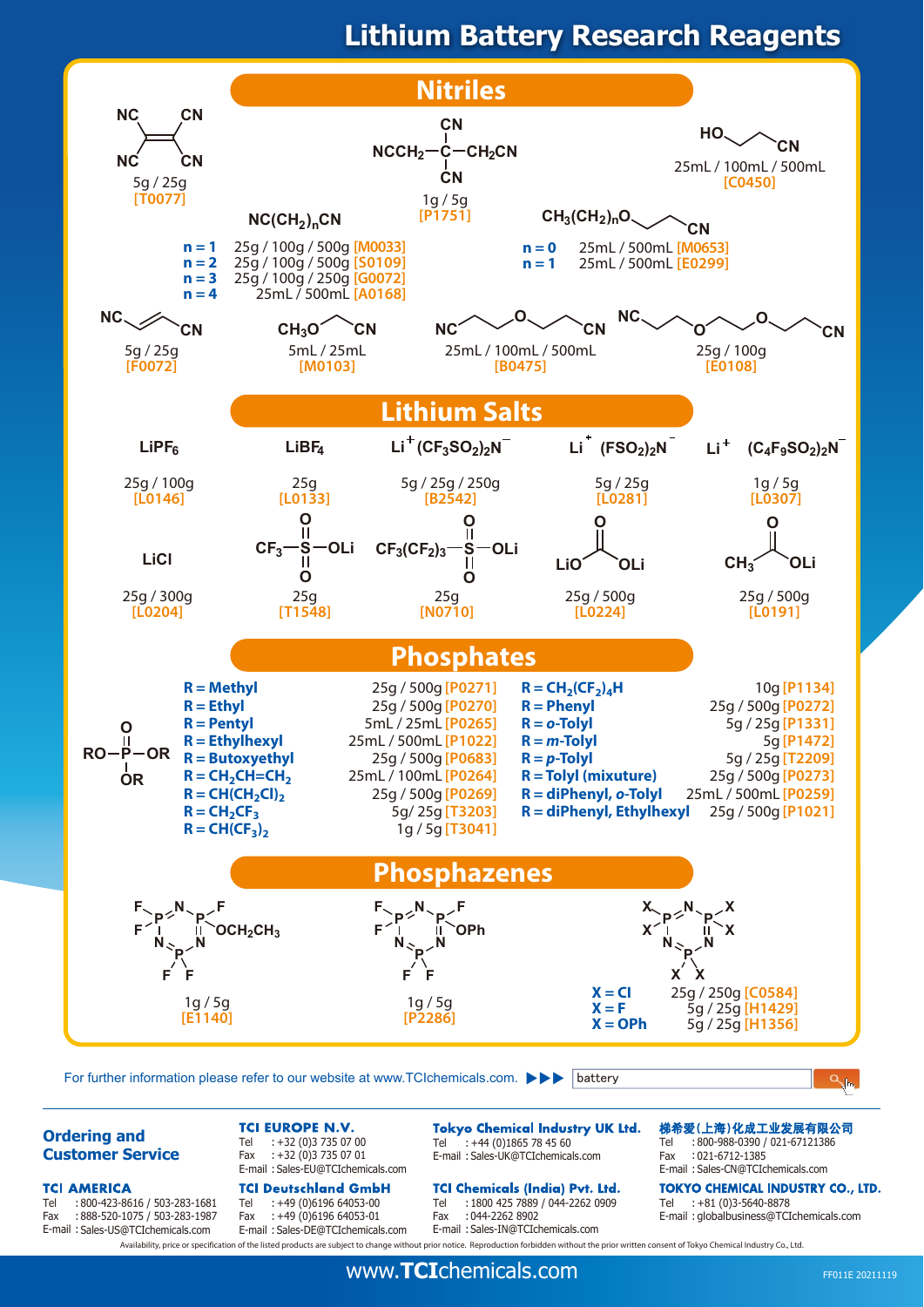# Lithium Battery Research Reagents

## Nitriles

| Compound | Size | Product No. |
|---|---|---|
| $(NC)_2C=C(CN)_2$ | 5g / 25g | [T0077] |
| $NCCH_2-C(CN)_2-CH_2CN$ | 1g / 5g | [P1751] |
| $HOCH_2CH_2CN$ | 25mL / 100mL / 500mL | [C0450] |
| $NC(CH_2)_nCN$, n = 1 | 25g / 100g / 500g | [M0033] |
| $NC(CH_2)_nCN$, n = 2 | 25g / 100g / 500g | [S0109] |
| $NC(CH_2)_nCN$, n = 3 | 25g / 100g / 250g | [G0072] |
| $NC(CH_2)_nCN$, n = 4 | 25mL / 500mL | [A0168] |
| $CH_3(CH_2)_nOCH_2CH_2CN$, n = 0 | 25mL / 500mL | [M0653] |
| $CH_3(CH_2)_nOCH_2CH_2CN$, n = 1 | 25mL / 500mL | [E0299] |
| $NCCH=CHCN$ | 5g / 25g | [F0072] |
| $CH_3OCH_2CN$ | 5mL / 25mL | [M0103] |
| $NCCH_2CH_2OCH_2CH_2CN$ | 25mL / 100mL / 500mL | [B0475] |
| $NCCH_2CH_2OCH_2CH_2OCH_2CH_2CN$ | 25g / 100g | [E0108] |

## Lithium Salts

| Compound | Size | Product No. |
|---|---|---|
| $LiPF_6$ | 25g / 100g | [L0146] |
| $LiBF_4$ | 25g | [L0133] |
| $Li^+(CF_3SO_2)_2N^-$ | 5g / 25g / 250g | [B2542] |
| $Li^+(FSO_2)_2N^-$ | 5g / 25g | [L0281] |
| $Li^+(C_4F_9SO_2)_2N^-$ | 1g / 5g | [L0307] |
| $LiCl$ | 25g / 300g | [L0204] |
| $CF_3SO_2OLi$ | 25g | [T1548] |
| $CF_3(CF_2)_3SO_2OLi$ | 25g | [N0710] |
| $LiOC(=O)OLi$ | 25g / 500g | [L0224] |
| $CH_3C(=O)OLi$ | 25g / 500g | [L0191] |

## Phosphates

$RO-P(=O)(OR)-OR$

| R | Size | Product No. |
|---|---|---|
| R = Methyl | 25g / 500g | [P0271] |
| R = Ethyl | 25g / 500g | [P0270] |
| R = Pentyl | 5mL / 25mL | [P0265] |
| R = Ethylhexyl | 25mL / 500mL | [P1022] |
| R = Butoxyethyl | 25g / 500g | [P0683] |
| R = $CH_2CH=CH_2$ | 25mL / 100mL | [P0264] |
| R = $CH(CH_2Cl)_2$ | 25g / 500g | [P0269] |
| R = $CH_2CF_3$ | 5g/ 25g | [T3203] |
| R = $CH(CF_3)_2$ | 1g / 5g | [T3041] |
| R = $CH_2(CF_2)_4H$ | 10g | [P1134] |
| R = Phenyl | 25g / 500g | [P0272] |
| R = *o*-Tolyl | 5g / 25g | [P1331] |
| R = *m*-Tolyl | 5g | [P1472] |
| R = *p*-Tolyl | 5g / 25g | [T2209] |
| R = Tolyl (mixuture) | 25g / 500g | [P0273] |
| R = diPhenyl, *o*-Tolyl | 25mL / 500mL | [P0259] |
| R = diPhenyl, Ethylhexyl | 25g / 500g | [P1021] |

## Phosphazenes

| Compound | Size | Product No. |
|---|---|---|
| Pentafluoro(ethoxy)cyclotriphosphazene ($OCH_2CH_3$) | 1g / 5g | [E1140] |
| Pentafluoro(phenoxy)cyclotriphosphazene (OPh) | 1g / 5g | [P2286] |
| X = Cl | 25g / 250g | [C0584] |
| X = F | 5g / 25g | [H1429] |
| X = OPh | 5g / 25g | [H1356] |

For further information please refer to our website at www.TCIchemicals.com. ▶▶▶ battery

**Ordering and Customer Service**

**TCI AMERICA**
Tel : 800-423-8616 / 503-283-1681
Fax : 888-520-1075 / 503-283-1987
E-mail : Sales-US@TCIchemicals.com

**TCI EUROPE N.V.**
Tel : +32 (0)3 735 07 00
Fax : +32 (0)3 735 07 01
E-mail : Sales-EU@TCIchemicals.com

**TCI Deutschland GmbH**
Tel : +49 (0)6196 64053-00
Fax : +49 (0)6196 64053-01
E-mail : Sales-DE@TCIchemicals.com

**Tokyo Chemical Industry UK Ltd.**
Tel : +44 (0)1865 78 45 60
E-mail : Sales-UK@TCIchemicals.com

**TCI Chemicals (India) Pvt. Ltd.**
Tel : 1800 425 7889 / 044-2262 0909
Fax : 044-2262 8902
E-mail : Sales-IN@TCIchemicals.com

**梯希爱(上海)化成工业发展有限公司**
Tel : 800-988-0390 / 021-67121386
Fax : 021-6712-1385
E-mail : Sales-CN@TCIchemicals.com

**TOKYO CHEMICAL INDUSTRY CO., LTD.**
Tel : +81 (0)3-5640-8878
E-mail : globalbusiness@TCIchemicals.com

Availability, price or specification of the listed products are subject to change without prior notice. Reproduction forbidden without the prior written consent of Tokyo Chemical Industry Co., Ltd.

www.TCIchemicals.com

FF011E 20211119